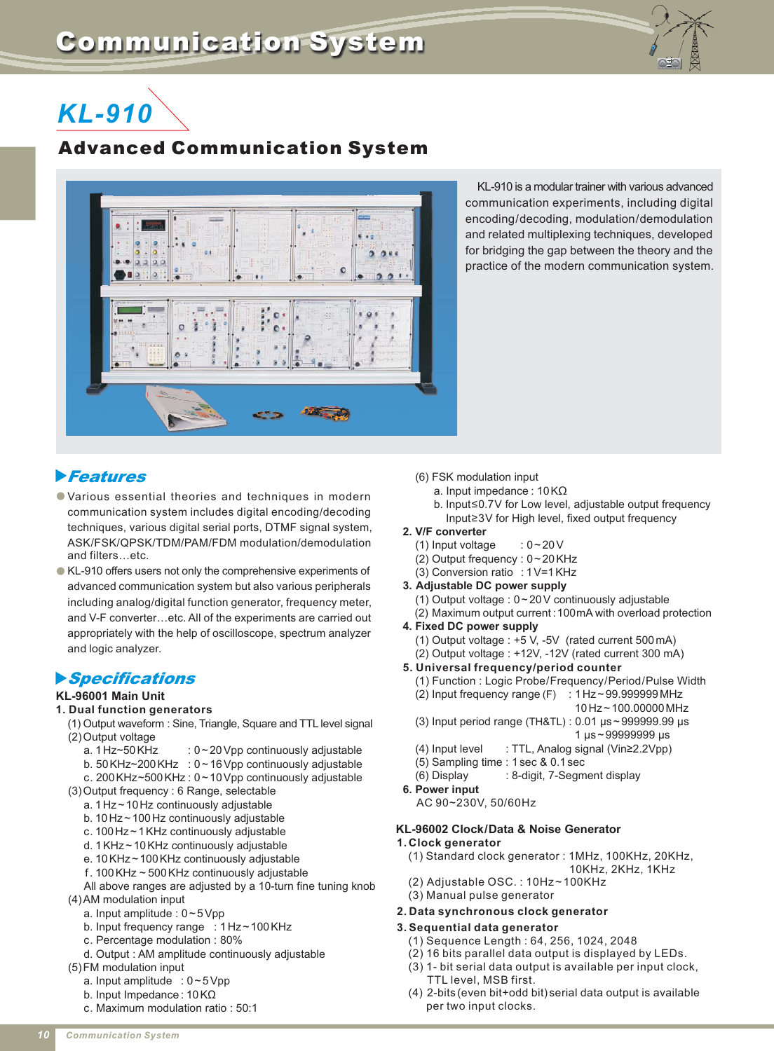# Communication System

## KL-910

## Advanced Communication System

KL-910 is a modular trainer with various advanced communication experiments, including digital encoding/decoding, modulation/demodulation and related multiplexing techniques, developed for bridging the gap between the theory and the practice of the modern communication system.

### Features

- Various essential theories and techniques in modern communication system includes digital encoding/decoding techniques, various digital serial ports, DTMF signal system, ASK/FSK/QPSK/TDM/PAM/FDM modulation/demodulation and filters…etc.
- KL-910 offers users not only the comprehensive experiments of advanced communication system but also various peripherals including analog/digital function generator, frequency meter, and V-F converter…etc. All of the experiments are carried out appropriately with the help of oscilloscope, spectrum analyzer and logic analyzer.

### Specifications

**KL-96001 Main Unit**

**1. Dual function generators**

(1) Output waveform : Sine, Triangle, Square and TTL level signal

(2) Output voltage
- a. 1 Hz~50 KHz : 0~20 Vpp continuously adjustable
- b. 50 KHz~200 KHz : 0~16 Vpp continuously adjustable
- c. 200 KHz~500 KHz : 0~10 Vpp continuously adjustable

(3) Output frequency : 6 Range, selectable
- a. 1 Hz~10 Hz continuously adjustable
- b. 10 Hz~100 Hz continuously adjustable
- c. 100 Hz~1 KHz continuously adjustable
- d. 1 KHz~10 KHz continuously adjustable
- e. 10 KHz~100 KHz continuously adjustable
- f. 100 KHz ~ 500 KHz continuously adjustable

All above ranges are adjusted by a 10-turn fine tuning knob

(4) AM modulation input
- a. Input amplitude : 0~5 Vpp
- b. Input frequency range : 1 Hz~100 KHz
- c. Percentage modulation : 80%
- d. Output : AM amplitude continuously adjustable

(5) FM modulation input
- a. Input amplitude : 0~5 Vpp
- b. Input Impedance : 10 KΩ
- c. Maximum modulation ratio : 50:1

(6) FSK modulation input
- a. Input impedance : 10 KΩ
- b. Input≤0.7V for Low level, adjustable output frequency
  Input≥3V for High level, fixed output frequency

**2. V/F converter**

(1) Input voltage : 0~20 V

(2) Output frequency : 0~20 KHz

(3) Conversion ratio : 1 V=1 KHz

**3. Adjustable DC power supply**

(1) Output voltage : 0~20 V continuously adjustable

(2) Maximum output current : 100 mA with overload protection

**4. Fixed DC power supply**

(1) Output voltage : +5 V, -5V (rated current 500 mA)

(2) Output voltage : +12V, -12V (rated current 300 mA)

**5. Universal frequency/period counter**

(1) Function : Logic Probe/Frequency/Period/Pulse Width

(2) Input frequency range (F) : 1 Hz~99.999999 MHz
10 Hz~100.00000 MHz

(3) Input period range (TH&TL) : 0.01 μs~999999.99 μs
1 μs~99999999 μs

(4) Input level : TTL, Analog signal (Vin≥2.2Vpp)

(5) Sampling time : 1 sec & 0.1 sec

(6) Display : 8-digit, 7-Segment display

**6. Power input**

AC 90~230V, 50/60Hz

**KL-96002 Clock/Data & Noise Generator**

**1. Clock generator**

(1) Standard clock generator : 1MHz, 100KHz, 20KHz, 10KHz, 2KHz, 1KHz

(2) Adjustable OSC. : 10Hz~100KHz

(3) Manual pulse generator

**2. Data synchronous clock generator**

**3. Sequential data generator**

(1) Sequence Length : 64, 256, 1024, 2048

(2) 16 bits parallel data output is displayed by LEDs.

(3) 1- bit serial data output is available per input clock, TTL level, MSB first.

(4) 2-bits (even bit+odd bit) serial data output is available per two input clocks.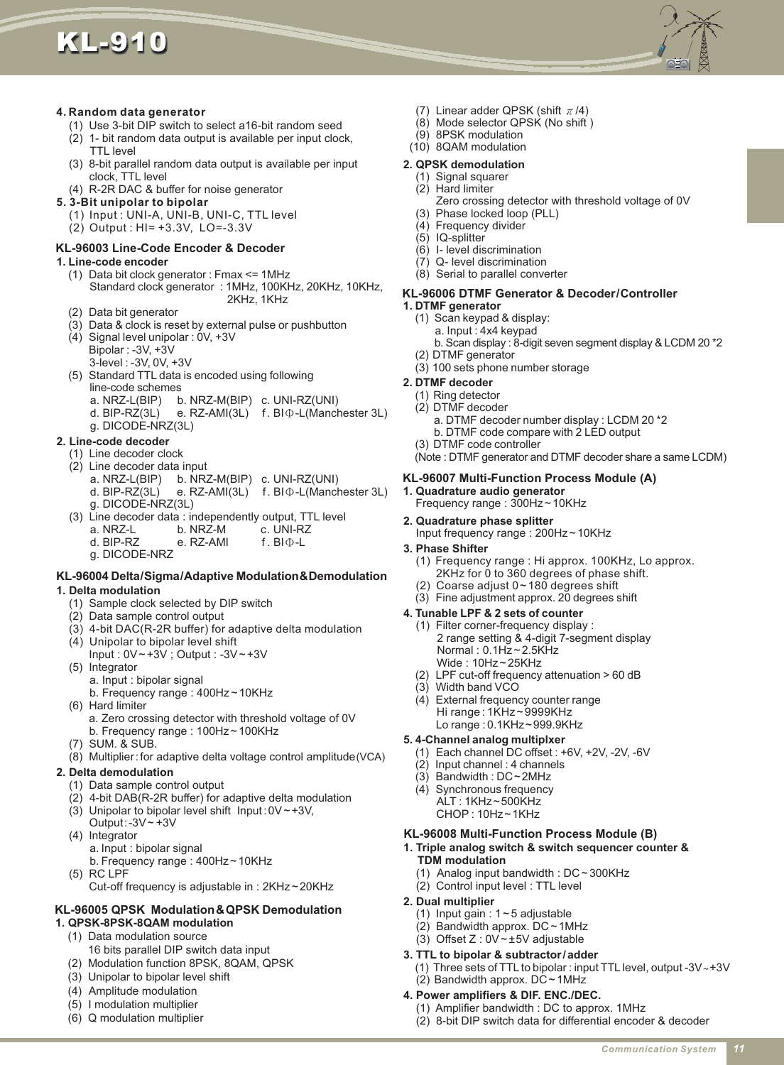**4. Random data generator**

(1) Use 3-bit DIP switch to select a16-bit random seed
(2) 1- bit random data output is available per input clock, TTL level
(3) 8-bit parallel random data output is available per input clock, TTL level
(4) R-2R DAC & buffer for noise generator

**5. 3-Bit unipolar to bipolar**

(1) Input : UNI-A, UNI-B, UNI-C, TTL level
(2) Output : HI= +3.3V, LO=-3.3V

### KL-96003 Line-Code Encoder & Decoder

**1. Line-code encoder**

(1) Data bit clock generator : Fmax <= 1MHz
Standard clock generator : 1MHz, 100KHz, 20KHz, 10KHz, 2KHz, 1KHz
(2) Data bit generator
(3) Data & clock is reset by external pulse or pushbutton
(4) Signal level unipolar : 0V, +3V
Bipolar : -3V, +3V
3-level : -3V, 0V, +3V
(5) Standard TTL data is encoded using following line-code schemes
a. NRZ-L(BIP) b. NRZ-M(BIP) c. UNI-RZ(UNI)
d. BIP-RZ(3L) e. RZ-AMI(3L) f. BIΦ-L(Manchester 3L)
g. DICODE-NRZ(3L)

**2. Line-code decoder**

(1) Line decoder clock
(2) Line decoder data input
a. NRZ-L(BIP) b. NRZ-M(BIP) c. UNI-RZ(UNI)
d. BIP-RZ(3L) e. RZ-AMI(3L) f. BIΦ-L(Manchester 3L)
g. DICODE-NRZ(3L)
(3) Line decoder data : independently output, TTL level
a. NRZ-L b. NRZ-M c. UNI-RZ
d. BIP-RZ e. RZ-AMI f. BIΦ-L
g. DICODE-NRZ

### KL-96004 Delta/Sigma/Adaptive Modulation&Demodulation

**1. Delta modulation**

(1) Sample clock selected by DIP switch
(2) Data sample control output
(3) 4-bit DAC(R-2R buffer) for adaptive delta modulation
(4) Unipolar to bipolar level shift
Input : 0V~+3V ; Output : -3V~+3V
(5) Integrator
a. Input : bipolar signal
b. Frequency range : 400Hz~10KHz
(6) Hard limiter
a. Zero crossing detector with threshold voltage of 0V
b. Frequency range : 100Hz~100KHz
(7) SUM. & SUB.
(8) Multiplier : for adaptive delta voltage control amplitude(VCA)

**2. Delta demodulation**

(1) Data sample control output
(2) 4-bit DAB(R-2R buffer) for adaptive delta modulation
(3) Unipolar to bipolar level shift Input : 0V~+3V, Output : -3V~+3V
(4) Integrator
a. Input : bipolar signal
b. Frequency range : 400Hz~10KHz
(5) RC LPF
Cut-off frequency is adjustable in : 2KHz~20KHz

### KL-96005 QPSK Modulation&QPSK Demodulation

**1. QPSK-8PSK-8QAM modulation**

(1) Data modulation source
16 bits parallel DIP switch data input
(2) Modulation function 8PSK, 8QAM, QPSK
(3) Unipolar to bipolar level shift
(4) Amplitude modulation
(5) I modulation multiplier
(6) Q modulation multiplier
(7) Linear adder QPSK (shift $\pi/4$)
(8) Mode selector QPSK (No shift )
(9) 8PSK modulation
(10) 8QAM modulation

**2. QPSK demodulation**

(1) Signal squarer
(2) Hard limiter
Zero crossing detector with threshold voltage of 0V
(3) Phase locked loop (PLL)
(4) Frequency divider
(5) IQ-splitter
(6) I- level discrimination
(7) Q- level discrimination
(8) Serial to parallel converter

### KL-96006 DTMF Generator & Decoder/Controller

**1. DTMF generator**

(1) Scan keypad & display:
a. Input : 4x4 keypad
b. Scan display : 8-digit seven segment display & LCDM 20 *2
(2) DTMF generator
(3) 100 sets phone number storage

**2. DTMF decoder**

(1) Ring detector
(2) DTMF decoder
a. DTMF decoder number display : LCDM 20 *2
b. DTMF code compare with 2 LED output
(3) DTMF code controller
(Note : DTMF generator and DTMF decoder share a same LCDM)

### KL-96007 Multi-Function Process Module (A)

**1. Quadrature audio generator**
Frequency range : 300Hz~10KHz

**2. Quadrature phase splitter**
Input frequency range : 200Hz~10KHz

**3. Phase Shifter**

(1) Frequency range : Hi approx. 100KHz, Lo approx. 2KHz for 0 to 360 degrees of phase shift.
(2) Coarse adjust 0~180 degrees shift
(3) Fine adjustment approx. 20 degrees shift

**4. Tunable LPF & 2 sets of counter**

(1) Filter corner-frequency display :
2 range setting & 4-digit 7-segment display
Normal : 0.1Hz~2.5KHz
Wide : 10Hz~25KHz
(2) LPF cut-off frequency attenuation > 60 dB
(3) Width band VCO
(4) External frequency counter range
Hi range : 1KHz~9999KHz
Lo range : 0.1KHz~999.9KHz

**5. 4-Channel analog multiplxer**

(1) Each channel DC offset : +6V, +2V, -2V, -6V
(2) Input channel : 4 channels
(3) Bandwidth : DC~2MHz
(4) Synchronous frequency
ALT : 1KHz~500KHz
CHOP : 10Hz~1KHz

### KL-96008 Multi-Function Process Module (B)

**1. Triple analog switch & switch sequencer counter & TDM modulation**

(1) Analog input bandwidth : DC~300KHz
(2) Control input level : TTL level

**2. Dual multiplier**

(1) Input gain : 1~5 adjustable
(2) Bandwidth approx. DC~1MHz
(3) Offset Z : 0V~±5V adjustable

**3. TTL to bipolar & subtractor/adder**

(1) Three sets of TTL to bipolar : input TTL level, output -3V~+3V
(2) Bandwidth approx. DC~1MHz

**4. Power amplifiers & DIF. ENC./DEC.**

(1) Amplifier bandwidth : DC to approx. 1MHz
(2) 8-bit DIP switch data for differential encoder & decoder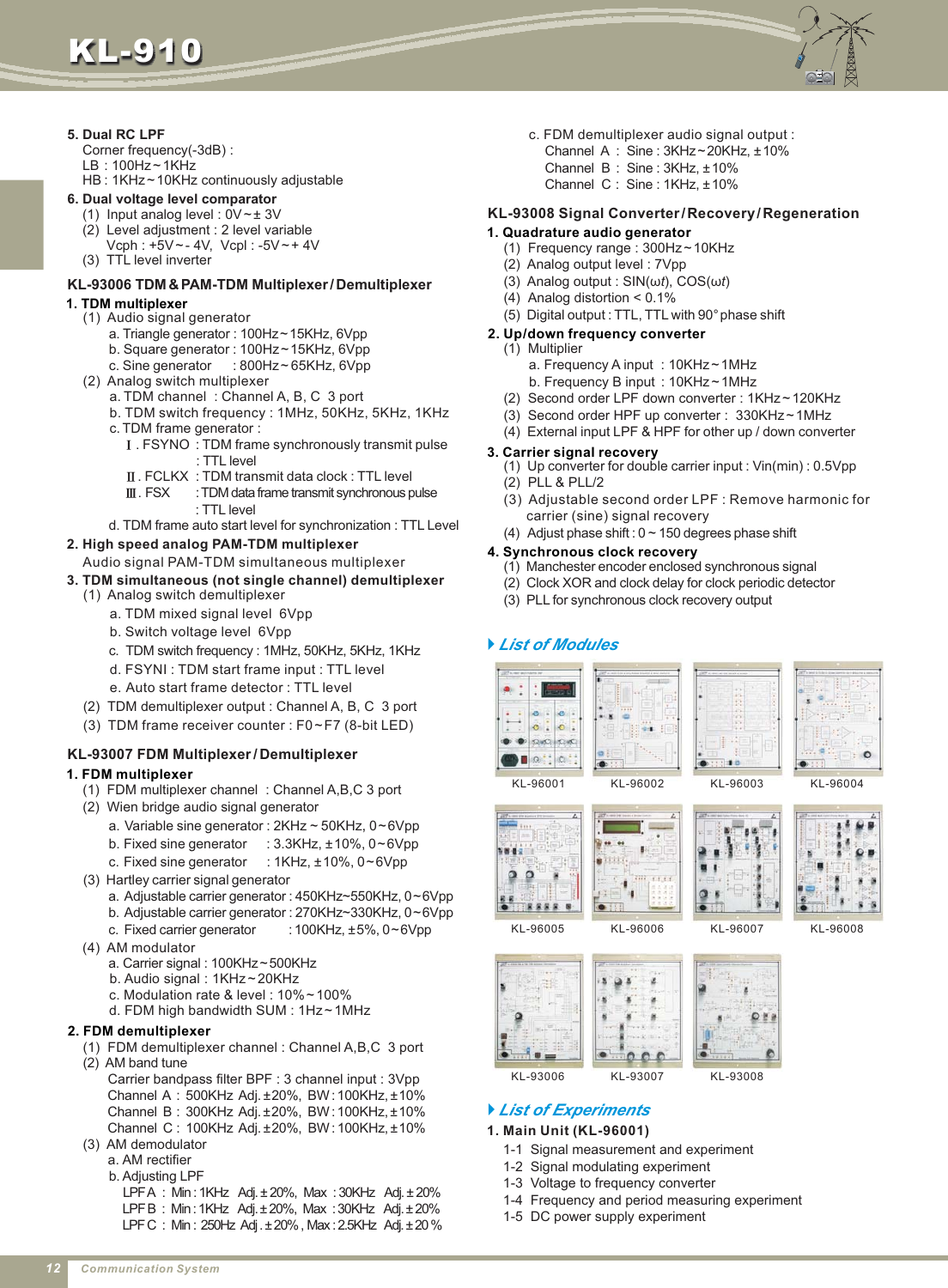**5. Dual RC LPF**

Corner frequency(-3dB) :
LB : 100Hz ~ 1KHz
HB : 1KHz ~ 10KHz continuously adjustable

**6. Dual voltage level comparator**

(1) Input analog level : 0V ~ ± 3V
(2) Level adjustment : 2 level variable
Vcph : +5V ~ - 4V, Vcpl : -5V ~ + 4V
(3) TTL level inverter

### KL-93006 TDM & PAM-TDM Multiplexer / Demultiplexer

**1. TDM multiplexer**

(1) Audio signal generator
  a. Triangle generator : 100Hz ~ 15KHz, 6Vpp
  b. Square generator : 100Hz ~ 15KHz, 6Vpp
  c. Sine generator : 800Hz ~ 65KHz, 6Vpp
(2) Analog switch multiplexer
  a. TDM channel : Channel A, B, C 3 port
  b. TDM switch frequency : 1MHz, 50KHz, 5KHz, 1KHz
  c. TDM frame generator :
    Ⅰ. FSYNO : TDM frame synchronously transmit pulse : TTL level
    Ⅱ. FCLKX : TDM transmit data clock : TTL level
    Ⅲ. FSX : TDM data frame transmit synchronous pulse : TTL level
  d. TDM frame auto start level for synchronization : TTL Level

**2. High speed analog PAM-TDM multiplexer**

Audio signal PAM-TDM simultaneous multiplexer

**3. TDM simultaneous (not single channel) demultiplexer**

(1) Analog switch demultiplexer
  a. TDM mixed signal level 6Vpp
  b. Switch voltage level 6Vpp
  c. TDM switch frequency : 1MHz, 50KHz, 5KHz, 1KHz
  d. FSYNI : TDM start frame input : TTL level
  e. Auto start frame detector : TTL level
(2) TDM demultiplexer output : Channel A, B, C 3 port
(3) TDM frame receiver counter : F0 ~ F7 (8-bit LED)

### KL-93007 FDM Multiplexer / Demultiplexer

**1. FDM multiplexer**

(1) FDM multiplexer channel : Channel A,B,C 3 port
(2) Wien bridge audio signal generator
  a. Variable sine generator : 2KHz ~ 50KHz, 0 ~ 6Vpp
  b. Fixed sine generator : 3.3KHz, ± 10%, 0 ~ 6Vpp
  c. Fixed sine generator : 1KHz, ± 10%, 0 ~ 6Vpp
(3) Hartley carrier signal generator
  a. Adjustable carrier generator : 450KHz~550KHz, 0 ~ 6Vpp
  b. Adjustable carrier generator : 270KHz~330KHz, 0 ~ 6Vpp
  c. Fixed carrier generator : 100KHz, ±5%, 0 ~ 6Vpp
(4) AM modulator
  a. Carrier signal : 100KHz ~ 500KHz
  b. Audio signal : 1KHz ~ 20KHz
  c. Modulation rate & level : 10% ~ 100%
  d. FDM high bandwidth SUM : 1Hz ~ 1MHz

**2. FDM demultiplexer**

(1) FDM demultiplexer channel : Channel A,B,C 3 port
(2) AM band tune
  Carrier bandpass filter BPF : 3 channel input : 3Vpp
  Channel A : 500KHz Adj. ±20%, BW : 100KHz, ± 10%
  Channel B : 300KHz Adj. ±20%, BW : 100KHz, ± 10%
  Channel C : 100KHz Adj. ±20%, BW : 100KHz, ± 10%
(3) AM demodulator
  a. AM rectifier
  b. Adjusting LPF
    LPF A : Min : 1KHz Adj. ± 20%, Max : 30KHz Adj. ± 20%
    LPF B : Min : 1KHz Adj. ± 20%, Max : 30KHz Adj. ± 20%
    LPF C : Min : 250Hz Adj . ± 20% , Max : 2.5KHz Adj. ± 20 %
  c. FDM demultiplexer audio signal output :
    Channel A : Sine : 3KHz ~ 20KHz, ± 10%
    Channel B : Sine : 3KHz, ± 10%
    Channel C : Sine : 1KHz, ± 10%

### KL-93008 Signal Converter / Recovery / Regeneration

**1. Quadrature audio generator**

(1) Frequency range : 300Hz ~ 10KHz
(2) Analog output level : 7Vpp
(3) Analog output : SIN($\omega t$), COS($\omega t$)
(4) Analog distortion < 0.1%
(5) Digital output : TTL, TTL with 90° phase shift

**2. Up/down frequency converter**

(1) Multiplier
  a. Frequency A input : 10KHz ~ 1MHz
  b. Frequency B input : 10KHz ~ 1MHz
(2) Second order LPF down converter : 1KHz ~ 120KHz
(3) Second order HPF up converter : 330KHz ~ 1MHz
(4) External input LPF & HPF for other up / down converter

**3. Carrier signal recovery**

(1) Up converter for double carrier input : Vin(min) : 0.5Vpp
(2) PLL & PLL/2
(3) Adjustable second order LPF : Remove harmonic for carrier (sine) signal recovery
(4) Adjust phase shift : 0 ~ 150 degrees phase shift

**4. Synchronous clock recovery**

(1) Manchester encoder enclosed synchronous signal
(2) Clock XOR and clock delay for clock periodic detector
(3) PLL for synchronous clock recovery output

## *List of Modules*

KL-96001 KL-96002 KL-96003 KL-96004

KL-96005 KL-96006 KL-96007 KL-96008

KL-93006 KL-93007 KL-93008

## *List of Experiments*

**1. Main Unit (KL-96001)**

1-1 Signal measurement and experiment
1-2 Signal modulating experiment
1-3 Voltage to frequency converter
1-4 Frequency and period measuring experiment
1-5 DC power supply experiment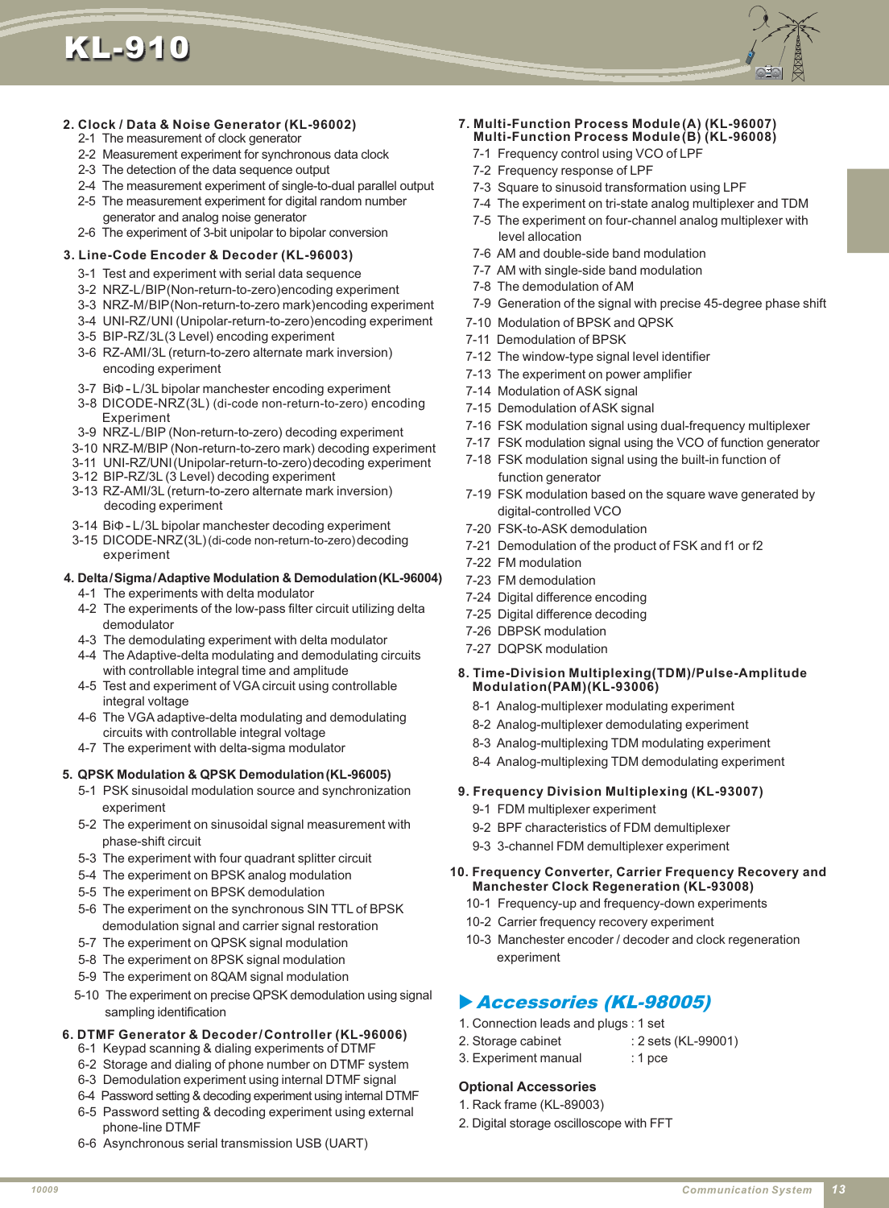**2. Clock / Data & Noise Generator (KL-96002)**

- 2-1 The measurement of clock generator
- 2-2 Measurement experiment for synchronous data clock
- 2-3 The detection of the data sequence output
- 2-4 The measurement experiment of single-to-dual parallel output
- 2-5 The measurement experiment for digital random number generator and analog noise generator
- 2-6 The experiment of 3-bit unipolar to bipolar conversion

**3. Line-Code Encoder & Decoder (KL-96003)**

- 3-1 Test and experiment with serial data sequence
- 3-2 NRZ-L/BIP(Non-return-to-zero)encoding experiment
- 3-3 NRZ-M/BIP(Non-return-to-zero mark)encoding experiment
- 3-4 UNI-RZ/UNI (Unipolar-return-to-zero)encoding experiment
- 3-5 BIP-RZ/3L(3 Level) encoding experiment
- 3-6 RZ-AMI/3L (return-to-zero alternate mark inversion) encoding experiment
- 3-7 BiΦ-L/3L bipolar manchester encoding experiment
- 3-8 DICODE-NRZ(3L) (di-code non-return-to-zero) encoding Experiment
- 3-9 NRZ-L/BIP (Non-return-to-zero) decoding experiment
- 3-10 NRZ-M/BIP (Non-return-to-zero mark) decoding experiment
- 3-11 UNI-RZ/UNI(Unipolar-return-to-zero)decoding experiment
- 3-12 BIP-RZ/3L (3 Level) decoding experiment
- 3-13 RZ-AMI/3L (return-to-zero alternate mark inversion) decoding experiment
- 3-14 BiΦ-L/3L bipolar manchester decoding experiment
- 3-15 DICODE-NRZ(3L)(di-code non-return-to-zero)decoding experiment

**4. Delta/Sigma/Adaptive Modulation & Demodulation(KL-96004)**

- 4-1 The experiments with delta modulator
- 4-2 The experiments of the low-pass filter circuit utilizing delta demodulator
- 4-3 The demodulating experiment with delta modulator
- 4-4 The Adaptive-delta modulating and demodulating circuits with controllable integral time and amplitude
- 4-5 Test and experiment of VGA circuit using controllable integral voltage
- 4-6 The VGA adaptive-delta modulating and demodulating circuits with controllable integral voltage
- 4-7 The experiment with delta-sigma modulator

**5. QPSK Modulation & QPSK Demodulation(KL-96005)**

- 5-1 PSK sinusoidal modulation source and synchronization experiment
- 5-2 The experiment on sinusoidal signal measurement with phase-shift circuit
- 5-3 The experiment with four quadrant splitter circuit
- 5-4 The experiment on BPSK analog modulation
- 5-5 The experiment on BPSK demodulation
- 5-6 The experiment on the synchronous SIN TTL of BPSK demodulation signal and carrier signal restoration
- 5-7 The experiment on QPSK signal modulation
- 5-8 The experiment on 8PSK signal modulation
- 5-9 The experiment on 8QAM signal modulation
- 5-10 The experiment on precise QPSK demodulation using signal sampling identification

**6. DTMF Generator & Decoder/Controller (KL-96006)**

- 6-1 Keypad scanning & dialing experiments of DTMF
- 6-2 Storage and dialing of phone number on DTMF system
- 6-3 Demodulation experiment using internal DTMF signal
- 6-4 Password setting & decoding experiment using internal DTMF
- 6-5 Password setting & decoding experiment using external phone-line DTMF
- 6-6 Asynchronous serial transmission USB (UART)

**7. Multi-Function Process Module(A) (KL-96007)**
**Multi-Function Process Module(B) (KL-96008)**

- 7-1 Frequency control using VCO of LPF
- 7-2 Frequency response of LPF
- 7-3 Square to sinusoid transformation using LPF
- 7-4 The experiment on tri-state analog multiplexer and TDM
- 7-5 The experiment on four-channel analog multiplexer with level allocation
- 7-6 AM and double-side band modulation
- 7-7 AM with single-side band modulation
- 7-8 The demodulation of AM
- 7-9 Generation of the signal with precise 45-degree phase shift
- 7-10 Modulation of BPSK and QPSK
- 7-11 Demodulation of BPSK
- 7-12 The window-type signal level identifier
- 7-13 The experiment on power amplifier
- 7-14 Modulation of ASK signal
- 7-15 Demodulation of ASK signal
- 7-16 FSK modulation signal using dual-frequency multiplexer
- 7-17 FSK modulation signal using the VCO of function generator
- 7-18 FSK modulation signal using the built-in function of function generator
- 7-19 FSK modulation based on the square wave generated by digital-controlled VCO
- 7-20 FSK-to-ASK demodulation
- 7-21 Demodulation of the product of FSK and f1 or f2
- 7-22 FM modulation
- 7-23 FM demodulation
- 7-24 Digital difference encoding
- 7-25 Digital difference decoding
- 7-26 DBPSK modulation
- 7-27 DQPSK modulation

**8. Time-Division Multiplexing(TDM)/Pulse-Amplitude Modulation(PAM)(KL-93006)**

- 8-1 Analog-multiplexer modulating experiment
- 8-2 Analog-multiplexer demodulating experiment
- 8-3 Analog-multiplexing TDM modulating experiment
- 8-4 Analog-multiplexing TDM demodulating experiment

**9. Frequency Division Multiplexing (KL-93007)**

- 9-1 FDM multiplexer experiment
- 9-2 BPF characteristics of FDM demultiplexer
- 9-3 3-channel FDM demultiplexer experiment

**10. Frequency Converter, Carrier Frequency Recovery and Manchester Clock Regeneration (KL-93008)**

- 10-1 Frequency-up and frequency-down experiments
- 10-2 Carrier frequency recovery experiment
- 10-3 Manchester encoder / decoder and clock regeneration experiment

## ▶ *Accessories (KL-98005)*

1. Connection leads and plugs : 1 set
2. Storage cabinet : 2 sets (KL-99001)
3. Experiment manual : 1 pce

**Optional Accessories**

1. Rack frame (KL-89003)
2. Digital storage oscilloscope with FFT